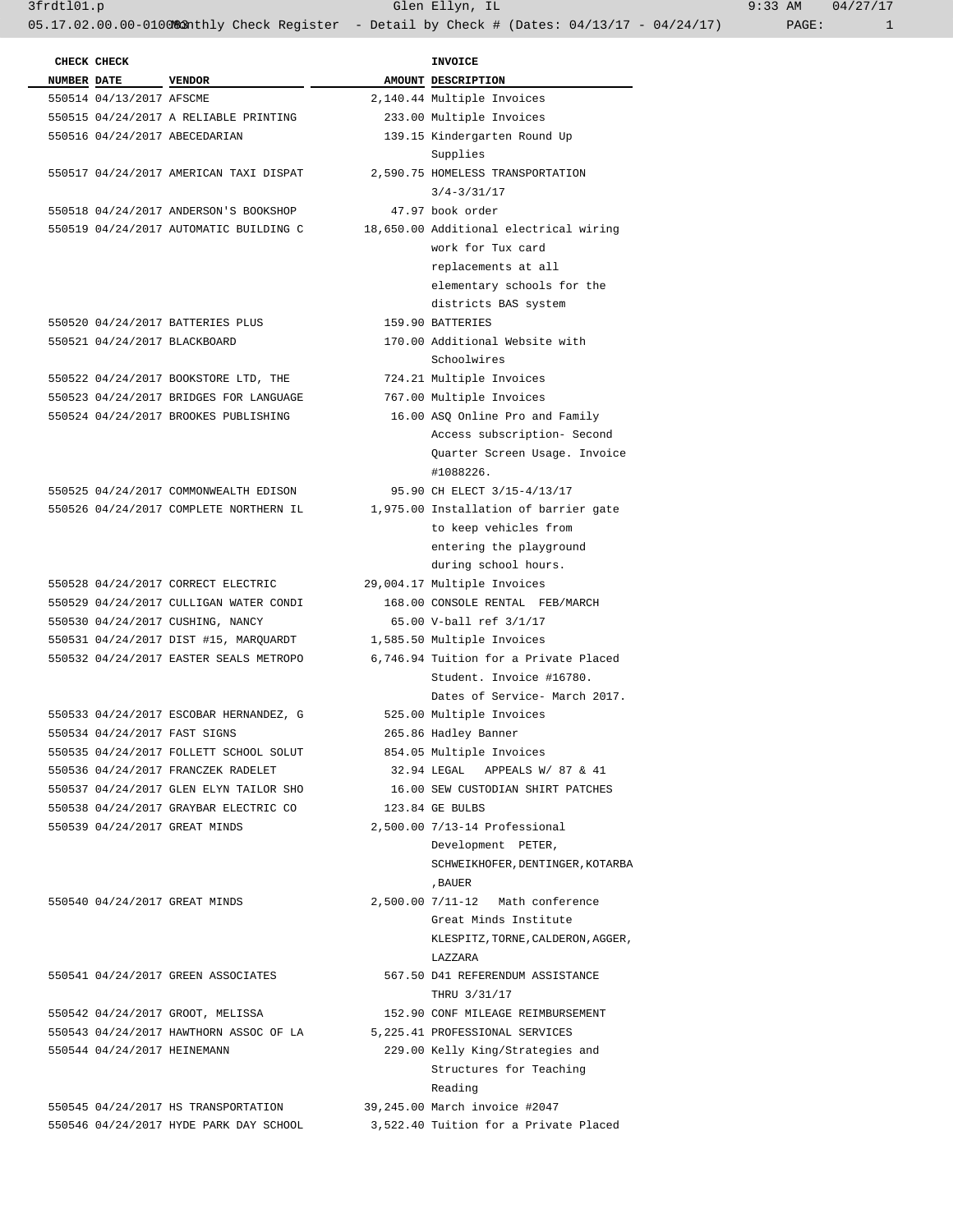| CHECK NUMBER | CHECK DATE | VENDOR | AMOUNT | INVOICE DESCRIPTION |
|---|---|---|---|---|
| 550514 | 04/13/2017 | AFSCME | 2,140.44 | Multiple Invoices |
| 550515 | 04/24/2017 | A RELIABLE PRINTING | 233.00 | Multiple Invoices |
| 550516 | 04/24/2017 | ABECEDARIAN | 139.15 | Kindergarten Round Up Supplies |
| 550517 | 04/24/2017 | AMERICAN TAXI DISPAT | 2,590.75 | HOMELESS TRANSPORTATION 3/4-3/31/17 |
| 550518 | 04/24/2017 | ANDERSON'S BOOKSHOP | 47.97 | book order |
| 550519 | 04/24/2017 | AUTOMATIC BUILDING C | 18,650.00 | Additional electrical wiring work for Tux card replacements at all elementary schools for the districts BAS system |
| 550520 | 04/24/2017 | BATTERIES PLUS | 159.90 | BATTERIES |
| 550521 | 04/24/2017 | BLACKBOARD | 170.00 | Additional Website with Schoolwires |
| 550522 | 04/24/2017 | BOOKSTORE LTD, THE | 724.21 | Multiple Invoices |
| 550523 | 04/24/2017 | BRIDGES FOR LANGUAGE | 767.00 | Multiple Invoices |
| 550524 | 04/24/2017 | BROOKES PUBLISHING | 16.00 | ASQ Online Pro and Family Access subscription- Second Quarter Screen Usage. Invoice #1088226. |
| 550525 | 04/24/2017 | COMMONWEALTH EDISON | 95.90 | CH ELECT 3/15-4/13/17 |
| 550526 | 04/24/2017 | COMPLETE NORTHERN IL | 1,975.00 | Installation of barrier gate to keep vehicles from entering the playground during school hours. |
| 550528 | 04/24/2017 | CORRECT ELECTRIC | 29,004.17 | Multiple Invoices |
| 550529 | 04/24/2017 | CULLIGAN WATER CONDI | 168.00 | CONSOLE RENTAL FEB/MARCH |
| 550530 | 04/24/2017 | CUSHING, NANCY | 65.00 | V-ball ref 3/1/17 |
| 550531 | 04/24/2017 | DIST #15, MARQUARDT | 1,585.50 | Multiple Invoices |
| 550532 | 04/24/2017 | EASTER SEALS METROPO | 6,746.94 | Tuition for a Private Placed Student. Invoice #16780. Dates of Service- March 2017. |
| 550533 | 04/24/2017 | ESCOBAR HERNANDEZ, G | 525.00 | Multiple Invoices |
| 550534 | 04/24/2017 | FAST SIGNS | 265.86 | Hadley Banner |
| 550535 | 04/24/2017 | FOLLETT SCHOOL SOLUT | 854.05 | Multiple Invoices |
| 550536 | 04/24/2017 | FRANCZEK RADELET | 32.94 | LEGAL APPEALS W/ 87 & 41 |
| 550537 | 04/24/2017 | GLEN ELYN TAILOR SHO | 16.00 | SEW CUSTODIAN SHIRT PATCHES |
| 550538 | 04/24/2017 | GRAYBAR ELECTRIC CO | 123.84 | GE BULBS |
| 550539 | 04/24/2017 | GREAT MINDS | 2,500.00 | 7/13-14 Professional Development PETER, SCHWEIKHOFER,DENTINGER,KOTARBA ,BAUER |
| 550540 | 04/24/2017 | GREAT MINDS | 2,500.00 | 7/11-12 Math conference Great Minds Institute KLESPITZ,TORNE,CALDERON,AGGER, LAZZARA |
| 550541 | 04/24/2017 | GREEN ASSOCIATES | 567.50 | D41 REFERENDUM ASSISTANCE THRU 3/31/17 |
| 550542 | 04/24/2017 | GROOT, MELISSA | 152.90 | CONF MILEAGE REIMBURSEMENT |
| 550543 | 04/24/2017 | HAWTHORN ASSOC OF LA | 5,225.41 | PROFESSIONAL SERVICES |
| 550544 | 04/24/2017 | HEINEMANN | 229.00 | Kelly King/Strategies and Structures for Teaching Reading |
| 550545 | 04/24/2017 | HS TRANSPORTATION | 39,245.00 | March invoice #2047 |
| 550546 | 04/24/2017 | HYDE PARK DAY SCHOOL | 3,522.40 | Tuition for a Private Placed |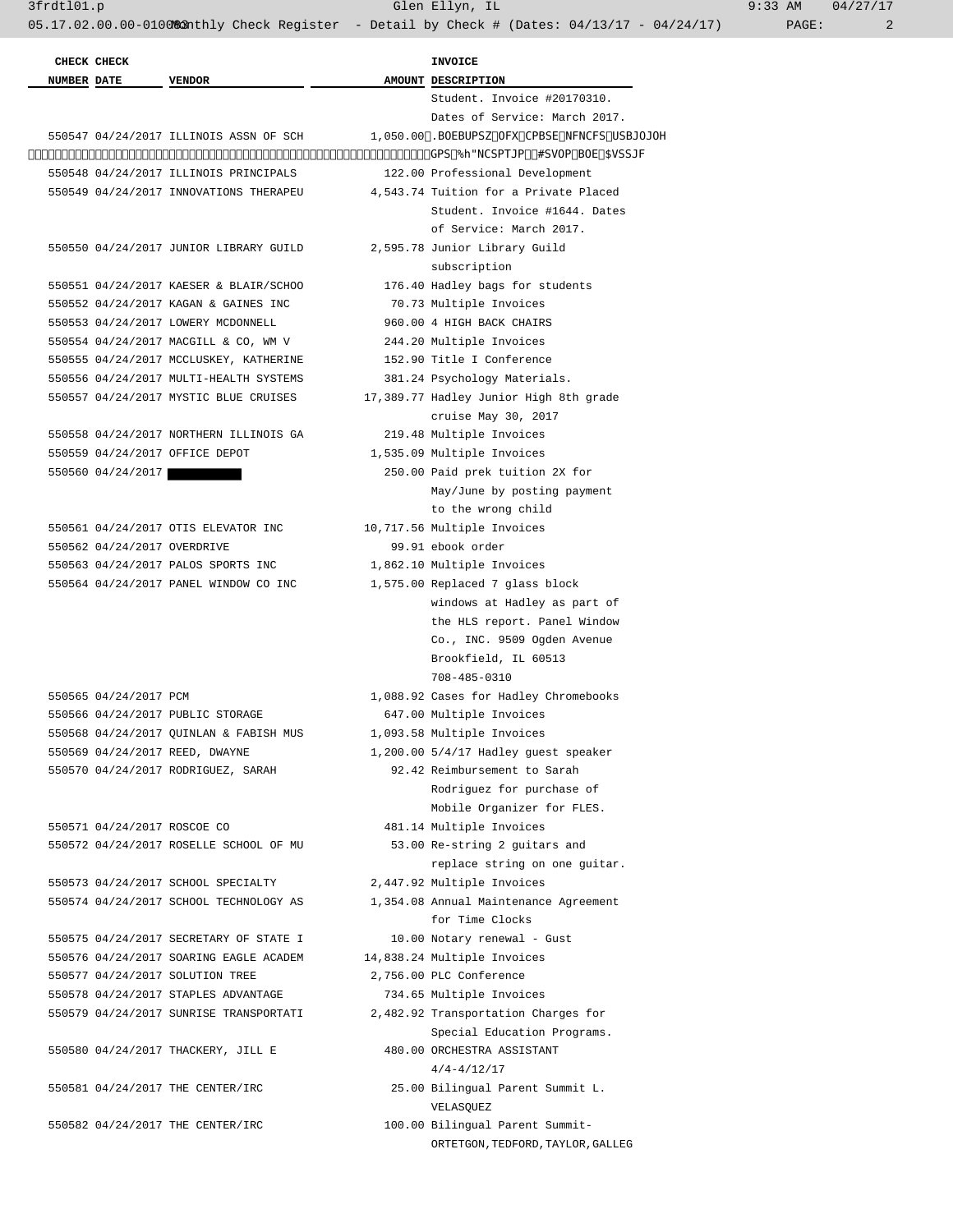| CHECK NUMBER | CHECK DATE | VENDOR | AMOUNT | INVOICE DESCRIPTION |
|---|---|---|---|---|
| | | | | Student. Invoice #20170310. Dates of Service: March 2017. |
| 550547 | 04/24/2017 | ILLINOIS ASSN OF SCH | 1,050.00 | .BOEBUPSZ OFX CPBSE NFNCFS USBJOJOH GPS %h"NCSTJP #SVOP BOE $VSSJF |
| 550548 | 04/24/2017 | ILLINOIS PRINCIPALS | 122.00 | Professional Development |
| 550549 | 04/24/2017 | INNOVATIONS THERAPEU | 4,543.74 | Tuition for a Private Placed Student. Invoice #1644. Dates of Service: March 2017. |
| 550550 | 04/24/2017 | JUNIOR LIBRARY GUILD | 2,595.78 | Junior Library Guild subscription |
| 550551 | 04/24/2017 | KAESER & BLAIR/SCHOO | 176.40 | Hadley bags for students |
| 550552 | 04/24/2017 | KAGAN & GAINES INC | 70.73 | Multiple Invoices |
| 550553 | 04/24/2017 | LOWERY MCDONNELL | 960.00 | 4 HIGH BACK CHAIRS |
| 550554 | 04/24/2017 | MACGILL & CO, WM V | 244.20 | Multiple Invoices |
| 550555 | 04/24/2017 | MCCLUSKEY, KATHERINE | 152.90 | Title I Conference |
| 550556 | 04/24/2017 | MULTI-HEALTH SYSTEMS | 381.24 | Psychology Materials. |
| 550557 | 04/24/2017 | MYSTIC BLUE CRUISES | 17,389.77 | Hadley Junior High 8th grade cruise May 30, 2017 |
| 550558 | 04/24/2017 | NORTHERN ILLINOIS GA | 219.48 | Multiple Invoices |
| 550559 | 04/24/2017 | OFFICE DEPOT | 1,535.09 | Multiple Invoices |
| 550560 | 04/24/2017 | | 250.00 | Paid prek tuition 2X for May/June by posting payment to the wrong child |
| 550561 | 04/24/2017 | OTIS ELEVATOR INC | 10,717.56 | Multiple Invoices |
| 550562 | 04/24/2017 | OVERDRIVE | 99.91 | ebook order |
| 550563 | 04/24/2017 | PALOS SPORTS INC | 1,862.10 | Multiple Invoices |
| 550564 | 04/24/2017 | PANEL WINDOW CO INC | 1,575.00 | Replaced 7 glass block windows at Hadley as part of the HLS report. Panel Window Co., INC. 9509 Ogden Avenue Brookfield, IL 60513 708-485-0310 |
| 550565 | 04/24/2017 | PCM | 1,088.92 | Cases for Hadley Chromebooks |
| 550566 | 04/24/2017 | PUBLIC STORAGE | 647.00 | Multiple Invoices |
| 550568 | 04/24/2017 | QUINLAN & FABISH MUS | 1,093.58 | Multiple Invoices |
| 550569 | 04/24/2017 | REED, DWAYNE | 1,200.00 | 5/4/17 Hadley guest speaker |
| 550570 | 04/24/2017 | RODRIGUEZ, SARAH | 92.42 | Reimbursement to Sarah Rodriguez for purchase of Mobile Organizer for FLES. |
| 550571 | 04/24/2017 | ROSCOE CO | 481.14 | Multiple Invoices |
| 550572 | 04/24/2017 | ROSELLE SCHOOL OF MU | 53.00 | Re-string 2 guitars and replace string on one guitar. |
| 550573 | 04/24/2017 | SCHOOL SPECIALTY | 2,447.92 | Multiple Invoices |
| 550574 | 04/24/2017 | SCHOOL TECHNOLOGY AS | 1,354.08 | Annual Maintenance Agreement for Time Clocks |
| 550575 | 04/24/2017 | SECRETARY OF STATE I | 10.00 | Notary renewal - Gust |
| 550576 | 04/24/2017 | SOARING EAGLE ACADEM | 14,838.24 | Multiple Invoices |
| 550577 | 04/24/2017 | SOLUTION TREE | 2,756.00 | PLC Conference |
| 550578 | 04/24/2017 | STAPLES ADVANTAGE | 734.65 | Multiple Invoices |
| 550579 | 04/24/2017 | SUNRISE TRANSPORTATI | 2,482.92 | Transportation Charges for Special Education Programs. |
| 550580 | 04/24/2017 | THACKERY, JILL E | 480.00 | ORCHESTRA ASSISTANT 4/4-4/12/17 |
| 550581 | 04/24/2017 | THE CENTER/IRC | 25.00 | Bilingual Parent Summit L. VELASQUEZ |
| 550582 | 04/24/2017 | THE CENTER/IRC | 100.00 | Bilingual Parent Summit- ORTETGON,TEDFORD,TAYLOR,GALLEG |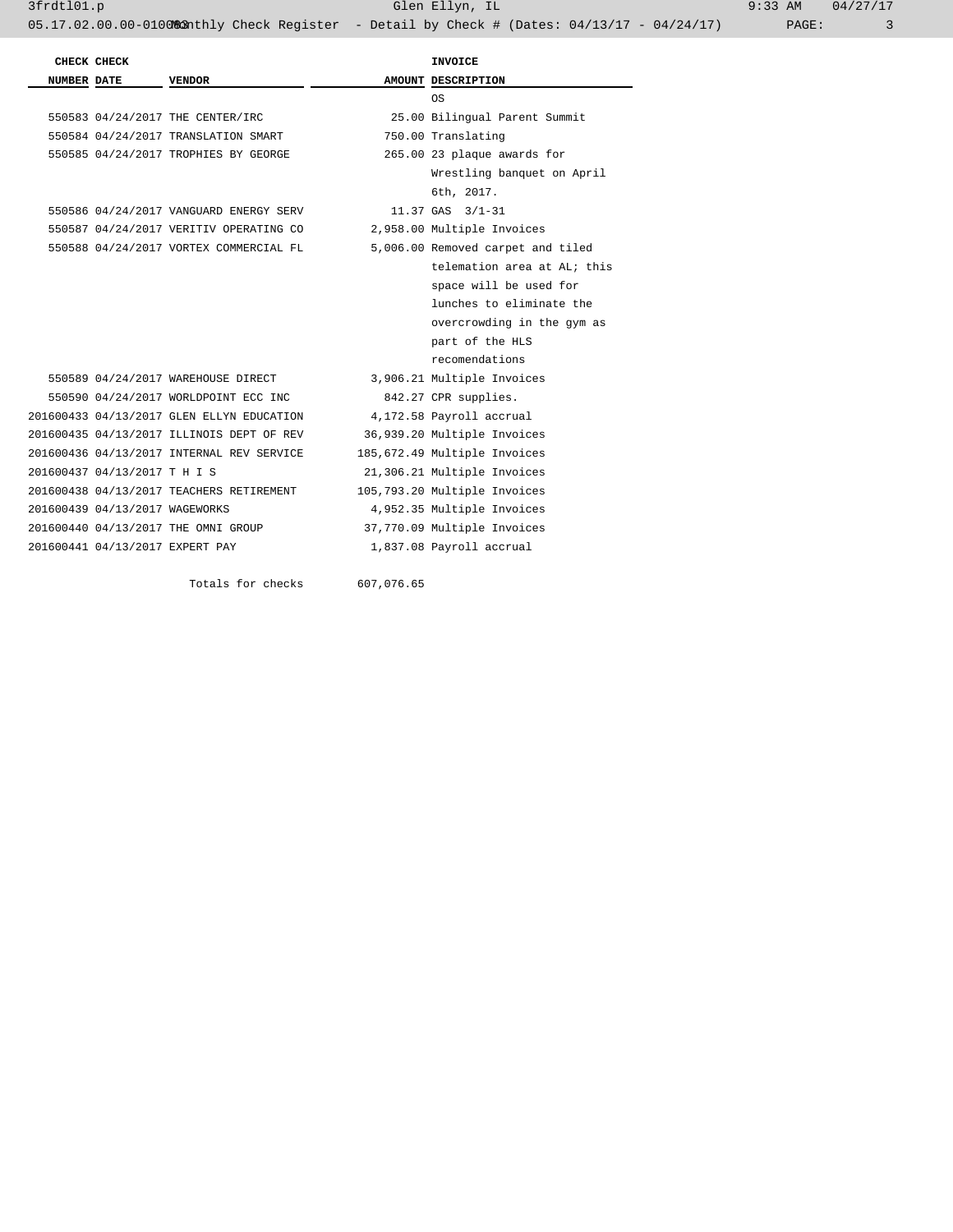| CHECK NUMBER | CHECK DATE | VENDOR | AMOUNT | INVOICE DESCRIPTION |
|---|---|---|---|---|
| | | | | OS |
| 550583 | 04/24/2017 | THE CENTER/IRC | 25.00 | Bilingual Parent Summit |
| 550584 | 04/24/2017 | TRANSLATION SMART | 750.00 | Translating |
| 550585 | 04/24/2017 | TROPHIES BY GEORGE | 265.00 | 23 plaque awards for Wrestling banquet on April 6th, 2017. |
| 550586 | 04/24/2017 | VANGUARD ENERGY SERV | 11.37 | GAS 3/1-31 |
| 550587 | 04/24/2017 | VERITIV OPERATING CO | 2,958.00 | Multiple Invoices |
| 550588 | 04/24/2017 | VORTEX COMMERCIAL FL | 5,006.00 | Removed carpet and tiled telemation area at AL; this space will be used for lunches to eliminate the overcrowding in the gym as part of the HLS recomendations |
| 550589 | 04/24/2017 | WAREHOUSE DIRECT | 3,906.21 | Multiple Invoices |
| 550590 | 04/24/2017 | WORLDPOINT ECC INC | 842.27 | CPR supplies. |
| 201600433 | 04/13/2017 | GLEN ELLYN EDUCATION | 4,172.58 | Payroll accrual |
| 201600435 | 04/13/2017 | ILLINOIS DEPT OF REV | 36,939.20 | Multiple Invoices |
| 201600436 | 04/13/2017 | INTERNAL REV SERVICE | 185,672.49 | Multiple Invoices |
| 201600437 | 04/13/2017 | T H I S | 21,306.21 | Multiple Invoices |
| 201600438 | 04/13/2017 | TEACHERS RETIREMENT | 105,793.20 | Multiple Invoices |
| 201600439 | 04/13/2017 | WAGEWORKS | 4,952.35 | Multiple Invoices |
| 201600440 | 04/13/2017 | THE OMNI GROUP | 37,770.09 | Multiple Invoices |
| 201600441 | 04/13/2017 | EXPERT PAY | 1,837.08 | Payroll accrual |
| | | Totals for checks | 607,076.65 | |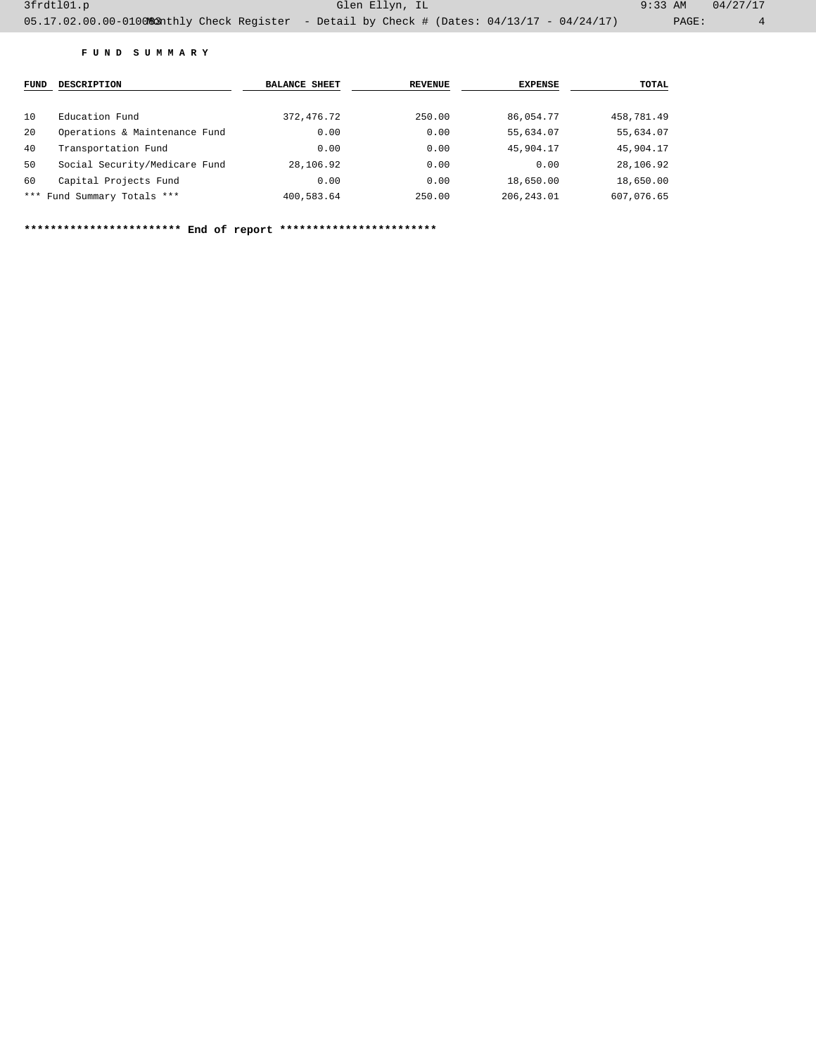**F U N D   S U M M A R Y**

| FUND | DESCRIPTION | BALANCE SHEET | REVENUE | EXPENSE | TOTAL |
|---|---|---|---|---|---|
| 10 | Education Fund | 372,476.72 | 250.00 | 86,054.77 | 458,781.49 |
| 20 | Operations & Maintenance Fund | 0.00 | 0.00 | 55,634.07 | 55,634.07 |
| 40 | Transportation Fund | 0.00 | 0.00 | 45,904.17 | 45,904.17 |
| 50 | Social Security/Medicare Fund | 28,106.92 | 0.00 | 0.00 | 28,106.92 |
| 60 | Capital Projects Fund | 0.00 | 0.00 | 18,650.00 | 18,650.00 |
| *** Fund Summary Totals *** | | 400,583.64 | 250.00 | 206,243.01 | 607,076.65 |

************************ End of report ************************